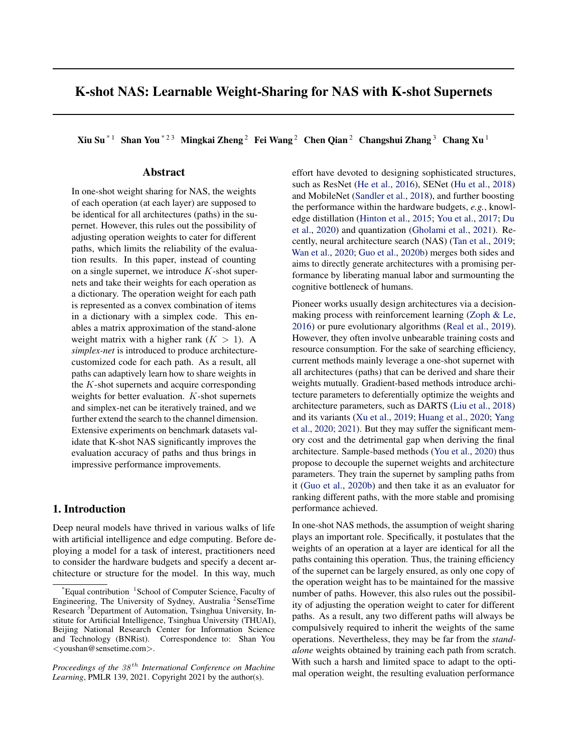# K-shot NAS: Learnable Weight-Sharing for NAS with K-shot Supernets

**Xiu Su** [*1] **Shan You** [*2 3] **Mingkai Zheng** [2] **Fei Wang** [2] **Chen Qian** [2] **Changshui Zhang** [3] **Chang Xu** [1]

## Abstract

In one-shot weight sharing for NAS, the weights of each operation (at each layer) are supposed to be identical for all architectures (paths) in the supernet. However, this rules out the possibility of adjusting operation weights to cater for different paths, which limits the reliability of the evaluation results. In this paper, instead of counting on a single supernet, we introduce $K$-shot supernets and take their weights for each operation as a dictionary. The operation weight for each path is represented as a convex combination of items in a dictionary with a simplex code. This enables a matrix approximation of the stand-alone weight matrix with a higher rank ($K > 1$). A *simplex-net* is introduced to produce architecture-customized code for each path. As a result, all paths can adaptively learn how to share weights in the $K$-shot supernets and acquire corresponding weights for better evaluation. $K$-shot supernets and simplex-net can be iteratively trained, and we further extend the search to the channel dimension. Extensive experiments on benchmark datasets validate that K-shot NAS significantly improves the evaluation accuracy of paths and thus brings in impressive performance improvements.

## 1. Introduction

Deep neural models have thrived in various walks of life with artificial intelligence and edge computing. Before deploying a model for a task of interest, practitioners need to consider the hardware budgets and specify a decent architecture or structure for the model. In this way, much effort have devoted to designing sophisticated structures, such as ResNet (He et al., 2016), SENet (Hu et al., 2018) and MobileNet (Sandler et al., 2018), and further boosting the performance within the hardware budgets, *e.g.*, knowledge distillation (Hinton et al., 2015; You et al., 2017; Du et al., 2020) and quantization (Gholami et al., 2021). Recently, neural architecture search (NAS) (Tan et al., 2019; Wan et al., 2020; Guo et al., 2020b) merges both sides and aims to directly generate architectures with a promising performance by liberating manual labor and surmounting the cognitive bottleneck of humans.

Pioneer works usually design architectures via a decision-making process with reinforcement learning (Zoph & Le, 2016) or pure evolutionary algorithms (Real et al., 2019). However, they often involve unbearable training costs and resource consumption. For the sake of searching efficiency, current methods mainly leverage a one-shot supernet with all architectures (paths) that can be derived and share their weights mutually. Gradient-based methods introduce architecture parameters to deferentially optimize the weights and architecture parameters, such as DARTS (Liu et al., 2018) and its variants (Xu et al., 2019; Huang et al., 2020; Yang et al., 2020; 2021). But they may suffer the significant memory cost and the detrimental gap when deriving the final architecture. Sample-based methods (You et al., 2020) thus propose to decouple the supernet weights and architecture parameters. They train the supernet by sampling paths from it (Guo et al., 2020b) and then take it as an evaluator for ranking different paths, with the more stable and promising performance achieved.

In one-shot NAS methods, the assumption of weight sharing plays an important role. Specifically, it postulates that the weights of an operation at a layer are identical for all the paths containing this operation. Thus, the training efficiency of the supernet can be largely ensured, as only one copy of the operation weight has to be maintained for the massive number of paths. However, this also rules out the possibility of adjusting the operation weight to cater for different paths. As a result, any two different paths will always be compulsively required to inherit the weights of the same operations. Nevertheless, they may be far from the *stand-alone* weights obtained by training each path from scratch. With such a harsh and limited space to adapt to the optimal operation weight, the resulting evaluation performance

[*] Equal contribution [1] School of Computer Science, Faculty of Engineering, The University of Sydney, Australia [2] SenseTime Research [3] Department of Automation, Tsinghua University, Institute for Artificial Intelligence, Tsinghua University (THUAI), Beijing National Research Center for Information Science and Technology (BNRist). Correspondence to: Shan You <youshan@sensetime.com>.

*Proceedings of the 38th International Conference on Machine Learning*, PMLR 139, 2021. Copyright 2021 by the author(s).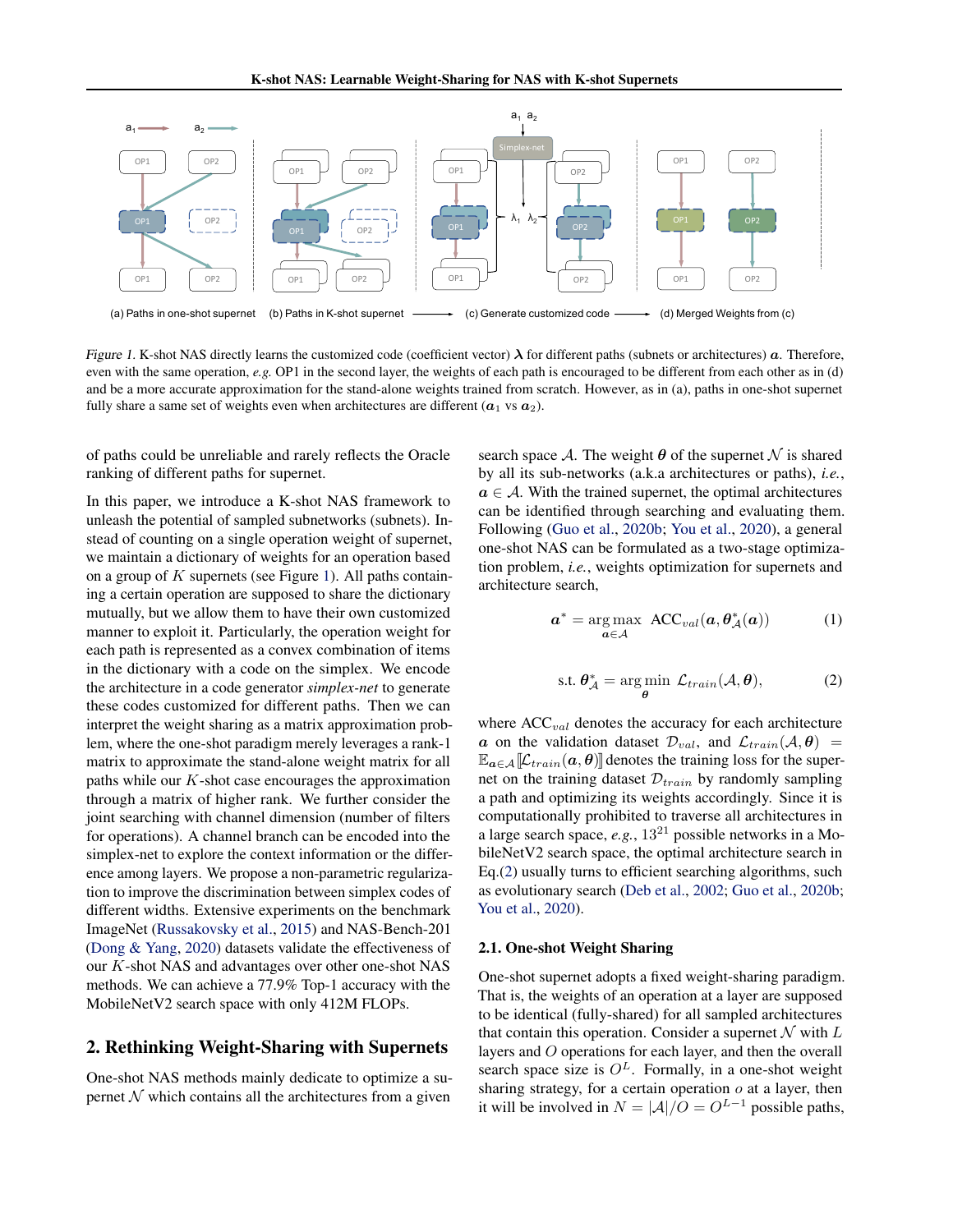*Figure 1.* K-shot NAS directly learns the customized code (coefficient vector) $\boldsymbol{\lambda}$ for different paths (subnets or architectures) $\boldsymbol{a}$. Therefore, even with the same operation, *e.g.* OP1 in the second layer, the weights of each path is encouraged to be different from each other as in (d) and be a more accurate approximation for the stand-alone weights trained from scratch. However, as in (a), paths in one-shot supernet fully share a same set of weights even when architectures are different ($\boldsymbol{a}_1$ vs $\boldsymbol{a}_2$).

of paths could be unreliable and rarely reflects the Oracle ranking of different paths for supernet.

In this paper, we introduce a K-shot NAS framework to unleash the potential of sampled subnetworks (subnets). Instead of counting on a single operation weight of supernet, we maintain a dictionary of weights for an operation based on a group of $K$ supernets (see Figure 1). All paths containing a certain operation are supposed to share the dictionary mutually, but we allow them to have their own customized manner to exploit it. Particularly, the operation weight for each path is represented as a convex combination of items in the dictionary with a code on the simplex. We encode the architecture in a code generator *simplex-net* to generate these codes customized for different paths. Then we can interpret the weight sharing as a matrix approximation problem, where the one-shot paradigm merely leverages a rank-1 matrix to approximate the stand-alone weight matrix for all paths while our $K$-shot case encourages the approximation through a matrix of higher rank. We further consider the joint searching with channel dimension (number of filters for operations). A channel branch can be encoded into the simplex-net to explore the context information or the difference among layers. We propose a non-parametric regularization to improve the discrimination between simplex codes of different widths. Extensive experiments on the benchmark ImageNet (Russakovsky et al., 2015) and NAS-Bench-201 (Dong & Yang, 2020) datasets validate the effectiveness of our $K$-shot NAS and advantages over other one-shot NAS methods. We can achieve a 77.9% Top-1 accuracy with the MobileNetV2 search space with only 412M FLOPs.

## 2. Rethinking Weight-Sharing with Supernets

One-shot NAS methods mainly dedicate to optimize a supernet $\mathcal{N}$ which contains all the architectures from a given search space $\mathcal{A}$. The weight $\boldsymbol{\theta}$ of the supernet $\mathcal{N}$ is shared by all its sub-networks (a.k.a architectures or paths), *i.e.*, $\boldsymbol{a} \in \mathcal{A}$. With the trained supernet, the optimal architectures can be identified through searching and evaluating them. Following (Guo et al., 2020b; You et al., 2020), a general one-shot NAS can be formulated as a two-stage optimization problem, *i.e.*, weights optimization for supernets and architecture search,

$$\boldsymbol{a}^* = \underset{\boldsymbol{a}\in\mathcal{A}}{\arg\max}\ \ \mathrm{ACC}_{val}(\boldsymbol{a}, \boldsymbol{\theta}^*_{\mathcal{A}}(\boldsymbol{a})) \tag{1}$$

$$\text{s.t. } \boldsymbol{\theta}^*_{\mathcal{A}} = \underset{\boldsymbol{\theta}}{\arg\min}\ \mathcal{L}_{train}(\mathcal{A}, \boldsymbol{\theta}), \tag{2}$$

where $\mathrm{ACC}_{val}$ denotes the accuracy for each architecture $\boldsymbol{a}$ on the validation dataset $\mathcal{D}_{val}$, and $\mathcal{L}_{train}(\mathcal{A}, \boldsymbol{\theta}) = \mathbb{E}_{\boldsymbol{a}\in\mathcal{A}}[\![\mathcal{L}_{train}(\boldsymbol{a}, \boldsymbol{\theta})]\!]$ denotes the training loss for the supernet on the training dataset $\mathcal{D}_{train}$ by randomly sampling a path and optimizing its weights accordingly. Since it is computationally prohibited to traverse all architectures in a large search space, *e.g.*, $13^{21}$ possible networks in a MobileNetV2 search space, the optimal architecture search in Eq.(2) usually turns to efficient searching algorithms, such as evolutionary search (Deb et al., 2002; Guo et al., 2020b; You et al., 2020).

### 2.1. One-shot Weight Sharing

One-shot supernet adopts a fixed weight-sharing paradigm. That is, the weights of an operation at a layer are supposed to be identical (fully-shared) for all sampled architectures that contain this operation. Consider a supernet $\mathcal{N}$ with $L$ layers and $O$ operations for each layer, and then the overall search space size is $O^L$. Formally, in a one-shot weight sharing strategy, for a certain operation $o$ at a layer, then it will be involved in $N = |\mathcal{A}|/O = O^{L-1}$ possible paths,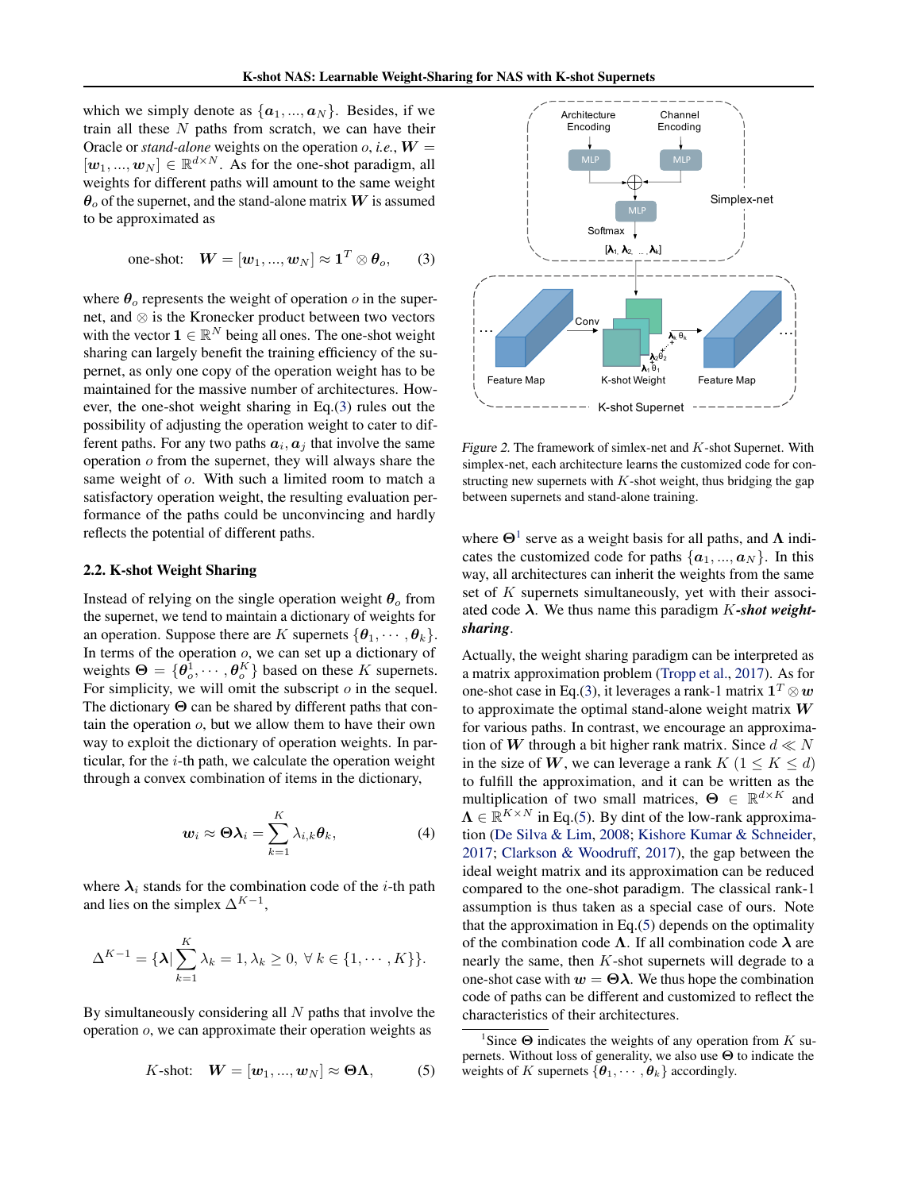which we simply denote as $\{\boldsymbol{a}_1, ..., \boldsymbol{a}_N\}$. Besides, if we train all these $N$ paths from scratch, we can have their Oracle or *stand-alone* weights on the operation $o$, *i.e.*, $\boldsymbol{W} = [\boldsymbol{w}_1, ..., \boldsymbol{w}_N] \in \mathbb{R}^{d \times N}$. As for the one-shot paradigm, all weights for different paths will amount to the same weight $\boldsymbol{\theta}_o$ of the supernet, and the stand-alone matrix $\boldsymbol{W}$ is assumed to be approximated as

$$\text{one-shot:} \quad \boldsymbol{W} = [\boldsymbol{w}_1, ..., \boldsymbol{w}_N] \approx \mathbf{1}^T \otimes \boldsymbol{\theta}_o, \qquad (3)$$

where $\boldsymbol{\theta}_o$ represents the weight of operation $o$ in the supernet, and $\otimes$ is the Kronecker product between two vectors with the vector $\mathbf{1} \in \mathbb{R}^N$ being all ones. The one-shot weight sharing can largely benefit the training efficiency of the supernet, as only one copy of the operation weight has to be maintained for the massive number of architectures. However, the one-shot weight sharing in Eq.(3) rules out the possibility of adjusting the operation weight to cater to different paths. For any two paths $\boldsymbol{a}_i, \boldsymbol{a}_j$ that involve the same operation $o$ from the supernet, they will always share the same weight of $o$. With such a limited room to match a satisfactory operation weight, the resulting evaluation performance of the paths could be unconvincing and hardly reflects the potential of different paths.

## 2.2. K-shot Weight Sharing

Instead of relying on the single operation weight $\boldsymbol{\theta}_o$ from the supernet, we tend to maintain a dictionary of weights for an operation. Suppose there are $K$ supernets $\{\boldsymbol{\theta}_1, \cdots, \boldsymbol{\theta}_k\}$. In terms of the operation $o$, we can set up a dictionary of weights $\boldsymbol{\Theta} = \{\boldsymbol{\theta}_o^1, \cdots, \boldsymbol{\theta}_o^K\}$ based on these $K$ supernets. For simplicity, we will omit the subscript $o$ in the sequel. The dictionary $\boldsymbol{\Theta}$ can be shared by different paths that contain the operation $o$, but we allow them to have their own way to exploit the dictionary of operation weights. In particular, for the $i$-th path, we calculate the operation weight through a convex combination of items in the dictionary,

$$\boldsymbol{w}_i \approx \boldsymbol{\Theta}\boldsymbol{\lambda}_i = \sum_{k=1}^{K} \lambda_{i,k}\boldsymbol{\theta}_k, \qquad (4)$$

where $\boldsymbol{\lambda}_i$ stands for the combination code of the $i$-th path and lies on the simplex $\Delta^{K-1}$,

$$\Delta^{K-1} = \{\boldsymbol{\lambda} | \sum_{k=1}^{K} \lambda_k = 1, \lambda_k \geq 0, \ \forall \ k \in \{1, \cdots, K\}\}.$$

By simultaneously considering all $N$ paths that involve the operation $o$, we can approximate their operation weights as

$$K\text{-shot:} \quad \boldsymbol{W} = [\boldsymbol{w}_1, ..., \boldsymbol{w}_N] \approx \boldsymbol{\Theta}\boldsymbol{\Lambda}, \qquad (5)$$

*Figure 2.* The framework of simlex-net and $K$-shot Supernet. With simplex-net, each architecture learns the customized code for constructing new supernets with $K$-shot weight, thus bridging the gap between supernets and stand-alone training.

where $\boldsymbol{\Theta}$[1] serve as a weight basis for all paths, and $\boldsymbol{\Lambda}$ indicates the customized code for paths $\{\boldsymbol{a}_1, ..., \boldsymbol{a}_N\}$. In this way, all architectures can inherit the weights from the same set of $K$ supernets simultaneously, yet with their associated code $\boldsymbol{\lambda}$. We thus name this paradigm $K$***-shot weight-sharing***.

Actually, the weight sharing paradigm can be interpreted as a matrix approximation problem (Tropp et al., 2017). As for one-shot case in Eq.(3), it leverages a rank-1 matrix $\mathbf{1}^T \otimes \boldsymbol{w}$ to approximate the optimal stand-alone weight matrix $\boldsymbol{W}$ for various paths. In contrast, we encourage an approximation of $\boldsymbol{W}$ through a bit higher rank matrix. Since $d \ll N$ in the size of $\boldsymbol{W}$, we can leverage a rank $K$ $(1 \leq K \leq d)$ to fulfill the approximation, and it can be written as the multiplication of two small matrices, $\boldsymbol{\Theta} \in \mathbb{R}^{d \times K}$ and $\boldsymbol{\Lambda} \in \mathbb{R}^{K \times N}$ in Eq.(5). By dint of the low-rank approximation (De Silva & Lim, 2008; Kishore Kumar & Schneider, 2017; Clarkson & Woodruff, 2017), the gap between the ideal weight matrix and its approximation can be reduced compared to the one-shot paradigm. The classical rank-1 assumption is thus taken as a special case of ours. Note that the approximation in Eq.(5) depends on the optimality of the combination code $\boldsymbol{\Lambda}$. If all combination code $\boldsymbol{\lambda}$ are nearly the same, then $K$-shot supernets will degrade to a one-shot case with $\boldsymbol{w} = \boldsymbol{\Theta}\boldsymbol{\lambda}$. We thus hope the combination code of paths can be different and customized to reflect the characteristics of their architectures.

[1] Since $\boldsymbol{\Theta}$ indicates the weights of any operation from $K$ supernets. Without loss of generality, we also use $\boldsymbol{\Theta}$ to indicate the weights of $K$ supernets $\{\boldsymbol{\theta}_1, \cdots, \boldsymbol{\theta}_k\}$ accordingly.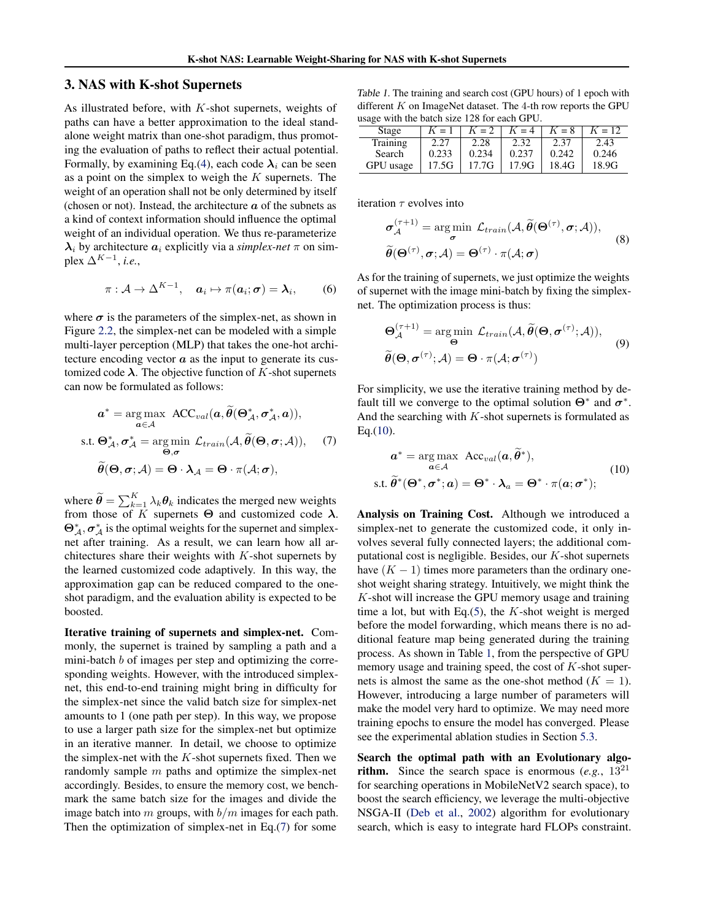## 3. NAS with K-shot Supernets

As illustrated before, with $K$-shot supernets, weights of paths can have a better approximation to the ideal stand-alone weight matrix than one-shot paradigm, thus promoting the evaluation of paths to reflect their actual potential. Formally, by examining Eq.(4), each code $\boldsymbol{\lambda}_i$ can be seen as a point on the simplex to weigh the $K$ supernets. The weight of an operation shall not be only determined by itself (chosen or not). Instead, the architecture $\boldsymbol{a}$ of the subnets as a kind of context information should influence the optimal weight of an individual operation. We thus re-parameterize $\boldsymbol{\lambda}_i$ by architecture $\boldsymbol{a}_i$ explicitly via a *simplex-net* $\pi$ on simplex $\Delta^{K-1}$, *i.e.*,

$$\pi : \mathcal{A} \to \Delta^{K-1}, \quad \boldsymbol{a}_i \mapsto \pi(\boldsymbol{a}_i; \boldsymbol{\sigma}) = \boldsymbol{\lambda}_i, \tag{6}$$

where $\boldsymbol{\sigma}$ is the parameters of the simplex-net, as shown in Figure 2.2, the simplex-net can be modeled with a simple multi-layer perception (MLP) that takes the one-hot architecture encoding vector $\boldsymbol{a}$ as the input to generate its customized code $\boldsymbol{\lambda}$. The objective function of $K$-shot supernets can now be formulated as follows:

$$\begin{aligned}
&\boldsymbol{a}^* = \underset{\boldsymbol{a} \in \mathcal{A}}{\arg\max}\ \ \mathrm{ACC}_{val}(\boldsymbol{a}, \widetilde{\boldsymbol{\theta}}(\boldsymbol{\Theta}^*_{\mathcal{A}}, \boldsymbol{\sigma}^*_{\mathcal{A}}, \boldsymbol{a})), \\
&\text{s.t. } \boldsymbol{\Theta}^*_{\mathcal{A}}, \boldsymbol{\sigma}^*_{\mathcal{A}} = \underset{\boldsymbol{\Theta}, \boldsymbol{\sigma}}{\arg\min}\ \ \mathcal{L}_{train}(\mathcal{A}, \widetilde{\boldsymbol{\theta}}(\boldsymbol{\Theta}, \boldsymbol{\sigma}; \mathcal{A})), \\
&\widetilde{\boldsymbol{\theta}}(\boldsymbol{\Theta}, \boldsymbol{\sigma}; \mathcal{A}) = \boldsymbol{\Theta} \cdot \boldsymbol{\lambda}_{\mathcal{A}} = \boldsymbol{\Theta} \cdot \pi(\mathcal{A}; \boldsymbol{\sigma}),
\end{aligned} \tag{7}$$

where $\widetilde{\boldsymbol{\theta}} = \sum_{k=1}^{K} \lambda_k \boldsymbol{\theta}_k$ indicates the merged new weights from those of $K$ supernets $\boldsymbol{\Theta}$ and customized code $\boldsymbol{\lambda}$. $\boldsymbol{\Theta}^*_{\mathcal{A}}, \boldsymbol{\sigma}^*_{\mathcal{A}}$ is the optimal weights for the supernet and simplex-net after training. As a result, we can learn how all architectures share their weights with $K$-shot supernets by the learned customized code adaptively. In this way, the approximation gap can be reduced compared to the one-shot paradigm, and the evaluation ability is expected to be boosted.

**Iterative training of supernets and simplex-net.** Commonly, the supernet is trained by sampling a path and a mini-batch $b$ of images per step and optimizing the corresponding weights. However, with the introduced simplex-net, this end-to-end training might bring in difficulty for the simplex-net since the valid batch size for simplex-net amounts to 1 (one path per step). In this way, we propose to use a larger path size for the simplex-net but optimize in an iterative manner. In detail, we choose to optimize the simplex-net with the $K$-shot supernets fixed. Then we randomly sample $m$ paths and optimize the simplex-net accordingly. Besides, to ensure the memory cost, we benchmark the same batch size for the images and divide the image batch into $m$ groups, with $b/m$ images for each path. Then the optimization of simplex-net in Eq.(7) for some iteration $\tau$ evolves into

$$\begin{aligned}
&\boldsymbol{\sigma}^{(\tau+1)}_{\mathcal{A}} = \underset{\boldsymbol{\sigma}}{\arg\min}\ \ \mathcal{L}_{train}(\mathcal{A}, \widetilde{\boldsymbol{\theta}}(\boldsymbol{\Theta}^{(\tau)}, \boldsymbol{\sigma}; \mathcal{A})), \\
&\widetilde{\boldsymbol{\theta}}(\boldsymbol{\Theta}^{(\tau)}, \boldsymbol{\sigma}; \mathcal{A}) = \boldsymbol{\Theta}^{(\tau)} \cdot \pi(\mathcal{A}; \boldsymbol{\sigma})
\end{aligned} \tag{8}$$

As for the training of supernets, we just optimize the weights of supernet with the image mini-batch by fixing the simplex-net. The optimization process is thus:

$$\begin{aligned}
&\boldsymbol{\Theta}^{(\tau+1)}_{\mathcal{A}} = \underset{\boldsymbol{\Theta}}{\arg\min}\ \ \mathcal{L}_{train}(\mathcal{A}, \widetilde{\boldsymbol{\theta}}(\boldsymbol{\Theta}, \boldsymbol{\sigma}^{(\tau)}; \mathcal{A})), \\
&\widetilde{\boldsymbol{\theta}}(\boldsymbol{\Theta}, \boldsymbol{\sigma}^{(\tau)}; \mathcal{A}) = \boldsymbol{\Theta} \cdot \pi(\mathcal{A}; \boldsymbol{\sigma}^{(\tau)})
\end{aligned} \tag{9}$$

For simplicity, we use the iterative training method by default till we converge to the optimal solution $\boldsymbol{\Theta}^*$ and $\boldsymbol{\sigma}^*$. And the searching with $K$-shot supernets is formulated as Eq.(10).

$$\begin{aligned}
&\boldsymbol{a}^* = \underset{\boldsymbol{a} \in \mathcal{A}}{\arg\max}\ \ \mathrm{Acc}_{val}(\boldsymbol{a}, \widetilde{\boldsymbol{\theta}}^*), \\
&\text{s.t. } \widetilde{\boldsymbol{\theta}}^*(\boldsymbol{\Theta}^*, \boldsymbol{\sigma}^*; \boldsymbol{a}) = \boldsymbol{\Theta}^* \cdot \boldsymbol{\lambda}_a = \boldsymbol{\Theta}^* \cdot \pi(\boldsymbol{a}; \boldsymbol{\sigma}^*);
\end{aligned} \tag{10}$$

Table 1. The training and search cost (GPU hours) of 1 epoch with different $K$ on ImageNet dataset. The 4-th row reports the GPU usage with the batch size 128 for each GPU.

| Stage | $K=1$ | $K=2$ | $K=4$ | $K=8$ | $K=12$ |
|---|---|---|---|---|---|
| Training | 2.27 | 2.28 | 2.32 | 2.37 | 2.43 |
| Search | 0.233 | 0.234 | 0.237 | 0.242 | 0.246 |
| GPU usage | 17.5G | 17.7G | 17.9G | 18.4G | 18.9G |

**Analysis on Training Cost.** Although we introduced a simplex-net to generate the customized code, it only involves several fully connected layers; the additional computational cost is negligible. Besides, our $K$-shot supernets have $(K-1)$ times more parameters than the ordinary one-shot weight sharing strategy. Intuitively, we might think the $K$-shot will increase the GPU memory usage and training time a lot, but with Eq.(5), the $K$-shot weight is merged before the model forwarding, which means there is no additional feature map being generated during the training process. As shown in Table 1, from the perspective of GPU memory usage and training speed, the cost of $K$-shot supernets is almost the same as the one-shot method ($K = 1$). However, introducing a large number of parameters will make the model very hard to optimize. We may need more training epochs to ensure the model has converged. Please see the experimental ablation studies in Section 5.3.

**Search the optimal path with an Evolutionary algorithm.** Since the search space is enormous (*e.g.*, $13^{21}$ for searching operations in MobileNetV2 search space), to boost the search efficiency, we leverage the multi-objective NSGA-II (Deb et al., 2002) algorithm for evolutionary search, which is easy to integrate hard FLOPs constraint.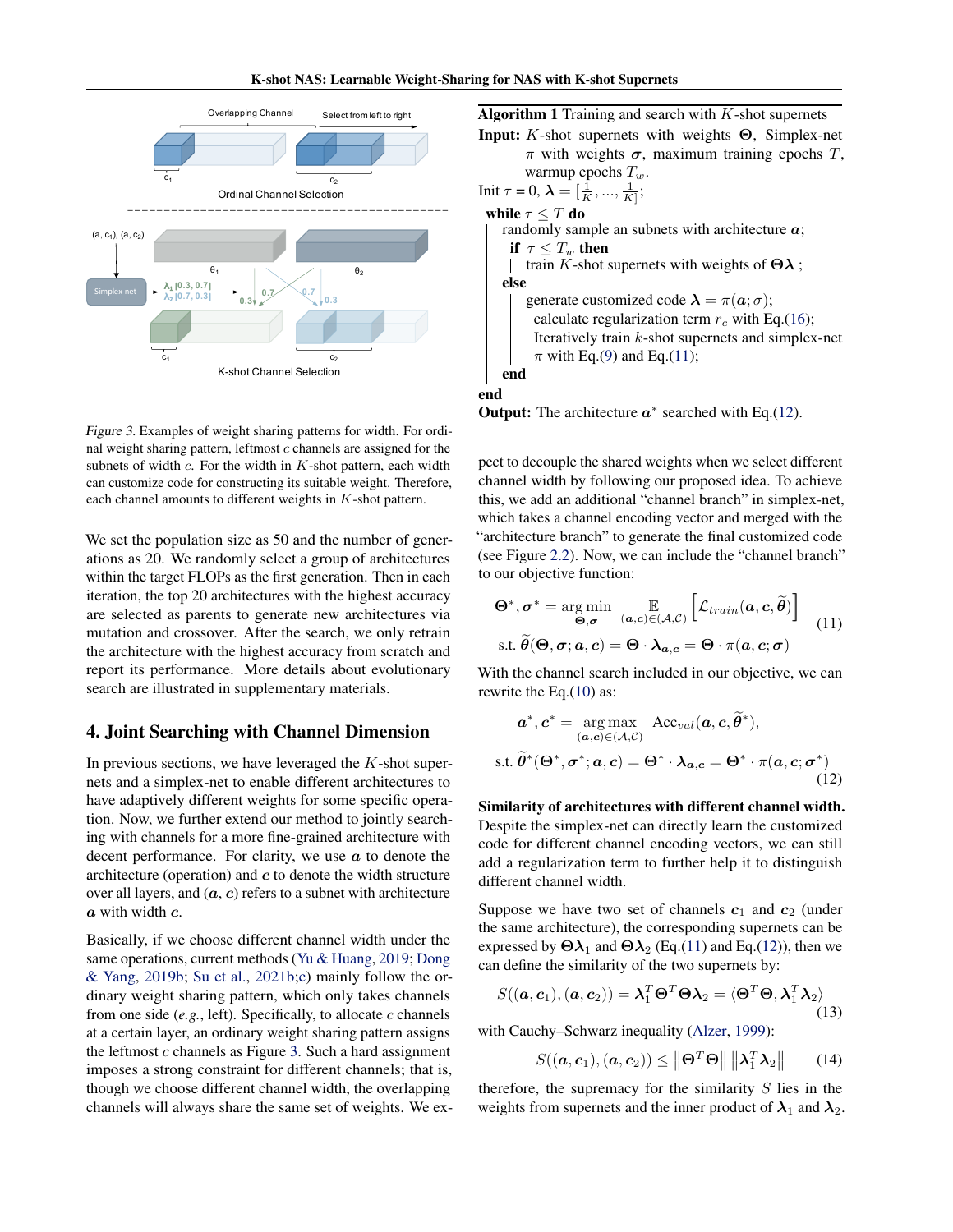*Figure 3.* Examples of weight sharing patterns for width. For ordinal weight sharing pattern, leftmost $c$ channels are assigned for the subnets of width $c$. For the width in $K$-shot pattern, each width can customize code for constructing its suitable weight. Therefore, each channel amounts to different weights in $K$-shot pattern.

We set the population size as 50 and the number of generations as 20. We randomly select a group of architectures within the target FLOPs as the first generation. Then in each iteration, the top 20 architectures with the highest accuracy are selected as parents to generate new architectures via mutation and crossover. After the search, we only retrain the architecture with the highest accuracy from scratch and report its performance. More details about evolutionary search are illustrated in supplementary materials.

## 4. Joint Searching with Channel Dimension

In previous sections, we have leveraged the $K$-shot supernets and a simplex-net to enable different architectures to have adaptively different weights for some specific operation. Now, we further extend our method to jointly searching with channels for a more fine-grained architecture with decent performance. For clarity, we use $\boldsymbol{a}$ to denote the architecture (operation) and $\boldsymbol{c}$ to denote the width structure over all layers, and $(\boldsymbol{a}, \boldsymbol{c})$ refers to a subnet with architecture $\boldsymbol{a}$ with width $\boldsymbol{c}$.

Basically, if we choose different channel width under the same operations, current methods (Yu & Huang, 2019; Dong & Yang, 2019b; Su et al., 2021b;c) mainly follow the ordinary weight sharing pattern, which only takes channels from one side (*e.g.*, left). Specifically, to allocate $c$ channels at a certain layer, an ordinary weight sharing pattern assigns the leftmost $c$ channels as Figure 3. Such a hard assignment imposes a strong constraint for different channels; that is, though we choose different channel width, the overlapping channels will always share the same set of weights. We expect to decouple the shared weights when we select different channel width by following our proposed idea. To achieve this, we add an additional "channel branch" in simplex-net, which takes a channel encoding vector and merged with the "architecture branch" to generate the final customized code (see Figure 2.2). Now, we can include the "channel branch" to our objective function:

**Algorithm 1** Training and search with $K$-shot supernets

**Input:** $K$-shot supernets with weights $\boldsymbol{\Theta}$, Simplex-net $\pi$ with weights $\boldsymbol{\sigma}$, maximum training epochs $T$, warmup epochs $T_w$.
Init $\tau$ = 0, $\boldsymbol{\lambda} = [\frac{1}{K}, ..., \frac{1}{K}]$;
**while** $\tau \leq T$ **do**
  randomly sample an subnets with architecture $\boldsymbol{a}$;
  **if** $\tau \leq T_w$ **then**
    train $K$-shot supernets with weights of $\boldsymbol{\Theta\lambda}$ ;
  **else**
    generate customized code $\boldsymbol{\lambda} = \pi(\boldsymbol{a}; \sigma)$;
    calculate regularization term $r_c$ with Eq.(16);
    Iteratively train $k$-shot supernets and simplex-net $\pi$ with Eq.(9) and Eq.(11);
  **end**
**end**
**Output:** The architecture $\boldsymbol{a}^*$ searched with Eq.(12).

$$
\begin{aligned}
\boldsymbol{\Theta}^*, \boldsymbol{\sigma}^* &= \underset{\boldsymbol{\Theta}, \boldsymbol{\sigma}}{\arg\min} \underset{(\boldsymbol{a}, \boldsymbol{c}) \in (\mathcal{A}, \mathcal{C})}{\mathbb{E}} \left[ \mathcal{L}_{train}(\boldsymbol{a}, \boldsymbol{c}, \widetilde{\boldsymbol{\theta}}) \right] \\
\text{s.t. } \widetilde{\boldsymbol{\theta}}(\boldsymbol{\Theta}, \boldsymbol{\sigma}; \boldsymbol{a}, \boldsymbol{c}) &= \boldsymbol{\Theta} \cdot \boldsymbol{\lambda}_{\boldsymbol{a}, \boldsymbol{c}} = \boldsymbol{\Theta} \cdot \pi(\boldsymbol{a}, \boldsymbol{c}; \boldsymbol{\sigma})
\end{aligned} \tag{11}
$$

With the channel search included in our objective, we can rewrite the Eq.(10) as:

$$
\begin{aligned}
\boldsymbol{a}^*, \boldsymbol{c}^* &= \underset{(\boldsymbol{a}, \boldsymbol{c}) \in (\mathcal{A}, \mathcal{C})}{\arg\max} \ \text{Acc}_{val}(\boldsymbol{a}, \boldsymbol{c}, \widetilde{\boldsymbol{\theta}}^*), \\
\text{s.t. } \widetilde{\boldsymbol{\theta}}^*(\boldsymbol{\Theta}^*, \boldsymbol{\sigma}^*; \boldsymbol{a}, \boldsymbol{c}) &= \boldsymbol{\Theta}^* \cdot \boldsymbol{\lambda}_{\boldsymbol{a}, \boldsymbol{c}} = \boldsymbol{\Theta}^* \cdot \pi(\boldsymbol{a}, \boldsymbol{c}; \boldsymbol{\sigma}^*)
\end{aligned} \tag{12}
$$

**Similarity of architectures with different channel width.** Despite the simplex-net can directly learn the customized code for different channel encoding vectors, we can still add a regularization term to further help it to distinguish different channel width.

Suppose we have two set of channels $\boldsymbol{c}_1$ and $\boldsymbol{c}_2$ (under the same architecture), the corresponding supernets can be expressed by $\boldsymbol{\Theta\lambda}_1$ and $\boldsymbol{\Theta\lambda}_2$ (Eq.(11) and Eq.(12)), then we can define the similarity of the two supernets by:

$$
S((\boldsymbol{a}, \boldsymbol{c}_1), (\boldsymbol{a}, \boldsymbol{c}_2)) = \boldsymbol{\lambda}_1^T \boldsymbol{\Theta}^T \boldsymbol{\Theta} \boldsymbol{\lambda}_2 = \langle \boldsymbol{\Theta}^T \boldsymbol{\Theta}, \boldsymbol{\lambda}_1^T \boldsymbol{\lambda}_2 \rangle \tag{13}
$$

with Cauchy–Schwarz inequality (Alzer, 1999):

$$
S((\boldsymbol{a}, \boldsymbol{c}_1), (\boldsymbol{a}, \boldsymbol{c}_2)) \leq \left\| \boldsymbol{\Theta}^T \boldsymbol{\Theta} \right\| \left\| \boldsymbol{\lambda}_1^T \boldsymbol{\lambda}_2 \right\| \tag{14}
$$

therefore, the supremacy for the similarity $S$ lies in the weights from supernets and the inner product of $\boldsymbol{\lambda}_1$ and $\boldsymbol{\lambda}_2$.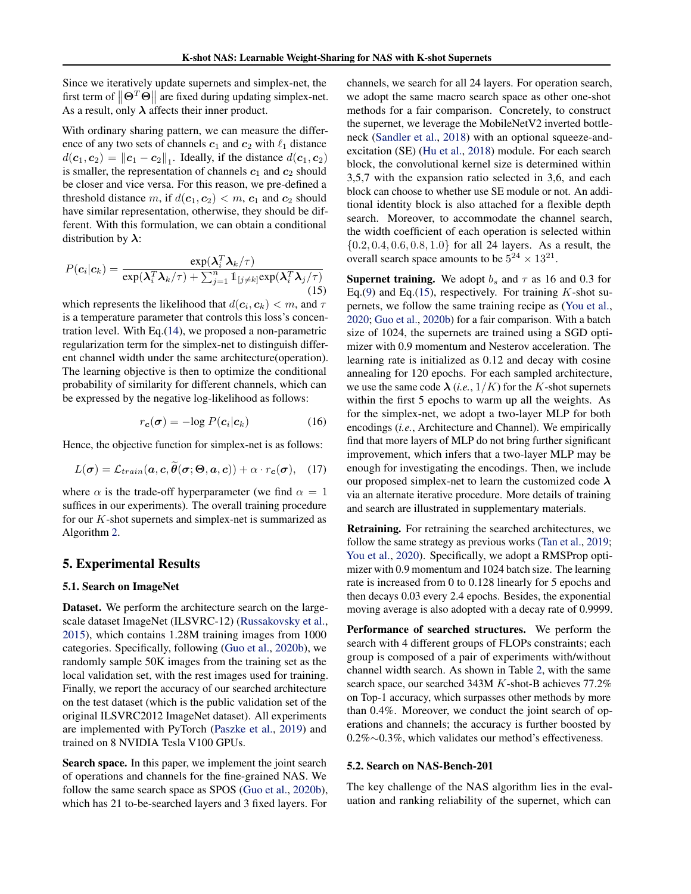Since we iteratively update supernets and simplex-net, the first term of $\left\|\boldsymbol{\Theta}^T\boldsymbol{\Theta}\right\|$ are fixed during updating simplex-net. As a result, only $\boldsymbol{\lambda}$ affects their inner product.

With ordinary sharing pattern, we can measure the difference of any two sets of channels $\boldsymbol{c}_1$ and $\boldsymbol{c}_2$ with $\ell_1$ distance $d(\boldsymbol{c}_1, \boldsymbol{c}_2) = \|\boldsymbol{c}_1 - \boldsymbol{c}_2\|_1$. Ideally, if the distance $d(\boldsymbol{c}_1, \boldsymbol{c}_2)$ is smaller, the representation of channels $\boldsymbol{c}_1$ and $\boldsymbol{c}_2$ should be closer and vice versa. For this reason, we pre-defined a threshold distance $m$, if $d(\boldsymbol{c}_1, \boldsymbol{c}_2) < m$, $\boldsymbol{c}_1$ and $\boldsymbol{c}_2$ should have similar representation, otherwise, they should be different. With this formulation, we can obtain a conditional distribution by $\boldsymbol{\lambda}$:

$$P(\boldsymbol{c}_i|\boldsymbol{c}_k) = \frac{\exp(\boldsymbol{\lambda}_i^T\boldsymbol{\lambda}_k/\tau)}{\exp(\boldsymbol{\lambda}_i^T\boldsymbol{\lambda}_k/\tau) + \sum_{j=1}^{n}\mathbb{1}_{[j\neq k]}\exp(\boldsymbol{\lambda}_i^T\boldsymbol{\lambda}_j/\tau)} \tag{15}$$

which represents the likelihood that $d(\boldsymbol{c}_i, \boldsymbol{c}_k) < m$, and $\tau$ is a temperature parameter that controls this loss's concentration level. With Eq.(14), we proposed a non-parametric regularization term for the simplex-net to distinguish different channel width under the same architecture(operation). The learning objective is then to optimize the conditional probability of similarity for different channels, which can be expressed by the negative log-likelihood as follows:

$$r_{\boldsymbol{c}}(\boldsymbol{\sigma}) = -\log P(\boldsymbol{c}_i|\boldsymbol{c}_k) \tag{16}$$

Hence, the objective function for simplex-net is as follows:

$$L(\boldsymbol{\sigma}) = \mathcal{L}_{train}(\boldsymbol{a}, \boldsymbol{c}, \widetilde{\boldsymbol{\theta}}(\boldsymbol{\sigma}; \boldsymbol{\Theta}, \boldsymbol{a}, \boldsymbol{c})) + \alpha \cdot r_{\boldsymbol{c}}(\boldsymbol{\sigma}), \tag{17}$$

where $\alpha$ is the trade-off hyperparameter (we find $\alpha = 1$ suffices in our experiments). The overall training procedure for our $K$-shot supernets and simplex-net is summarized as Algorithm 2.

## 5. Experimental Results

### 5.1. Search on ImageNet

**Dataset.** We perform the architecture search on the large-scale dataset ImageNet (ILSVRC-12) (Russakovsky et al., 2015), which contains 1.28M training images from 1000 categories. Specifically, following (Guo et al., 2020b), we randomly sample 50K images from the training set as the local validation set, with the rest images used for training. Finally, we report the accuracy of our searched architecture on the test dataset (which is the public validation set of the original ILSVRC2012 ImageNet dataset). All experiments are implemented with PyTorch (Paszke et al., 2019) and trained on 8 NVIDIA Tesla V100 GPUs.

**Search space.** In this paper, we implement the joint search of operations and channels for the fine-grained NAS. We follow the same search space as SPOS (Guo et al., 2020b), which has 21 to-be-searched layers and 3 fixed layers. For channels, we search for all 24 layers. For operation search, we adopt the same macro search space as other one-shot methods for a fair comparison. Concretely, to construct the supernet, we leverage the MobileNetV2 inverted bottleneck (Sandler et al., 2018) with an optional squeeze-and-excitation (SE) (Hu et al., 2018) module. For each search block, the convolutional kernel size is determined within 3,5,7 with the expansion ratio selected in 3,6, and each block can choose to whether use SE module or not. An additional identity block is also attached for a flexible depth search. Moreover, to accommodate the channel search, the width coefficient of each operation is selected within $\{0.2, 0.4, 0.6, 0.8, 1.0\}$ for all 24 layers. As a result, the overall search space amounts to be $5^{24} \times 13^{21}$.

**Supernet training.** We adopt $b_s$ and $\tau$ as 16 and 0.3 for Eq.(9) and Eq.(15), respectively. For training $K$-shot supernets, we follow the same training recipe as (You et al., 2020; Guo et al., 2020b) for a fair comparison. With a batch size of 1024, the supernets are trained using a SGD optimizer with 0.9 momentum and Nesterov acceleration. The learning rate is initialized as 0.12 and decay with cosine annealing for 120 epochs. For each sampled architecture, we use the same code $\boldsymbol{\lambda}$ (*i.e.*, $1/K$) for the $K$-shot supernets within the first 5 epochs to warm up all the weights. As for the simplex-net, we adopt a two-layer MLP for both encodings (*i.e.*, Architecture and Channel). We empirically find that more layers of MLP do not bring further significant improvement, which infers that a two-layer MLP may be enough for investigating the encodings. Then, we include our proposed simplex-net to learn the customized code $\boldsymbol{\lambda}$ via an alternate iterative procedure. More details of training and search are illustrated in supplementary materials.

**Retraining.** For retraining the searched architectures, we follow the same strategy as previous works (Tan et al., 2019; You et al., 2020). Specifically, we adopt a RMSProp optimizer with 0.9 momentum and 1024 batch size. The learning rate is increased from 0 to 0.128 linearly for 5 epochs and then decays 0.03 every 2.4 epochs. Besides, the exponential moving average is also adopted with a decay rate of 0.9999.

**Performance of searched structures.** We perform the search with 4 different groups of FLOPs constraints; each group is composed of a pair of experiments with/without channel width search. As shown in Table 2, with the same search space, our searched 343M $K$-shot-B achieves 77.2% on Top-1 accuracy, which surpasses other methods by more than 0.4%. Moreover, we conduct the joint search of operations and channels; the accuracy is further boosted by 0.2%∼0.3%, which validates our method's effectiveness.

### 5.2. Search on NAS-Bench-201

The key challenge of the NAS algorithm lies in the evaluation and ranking reliability of the supernet, which can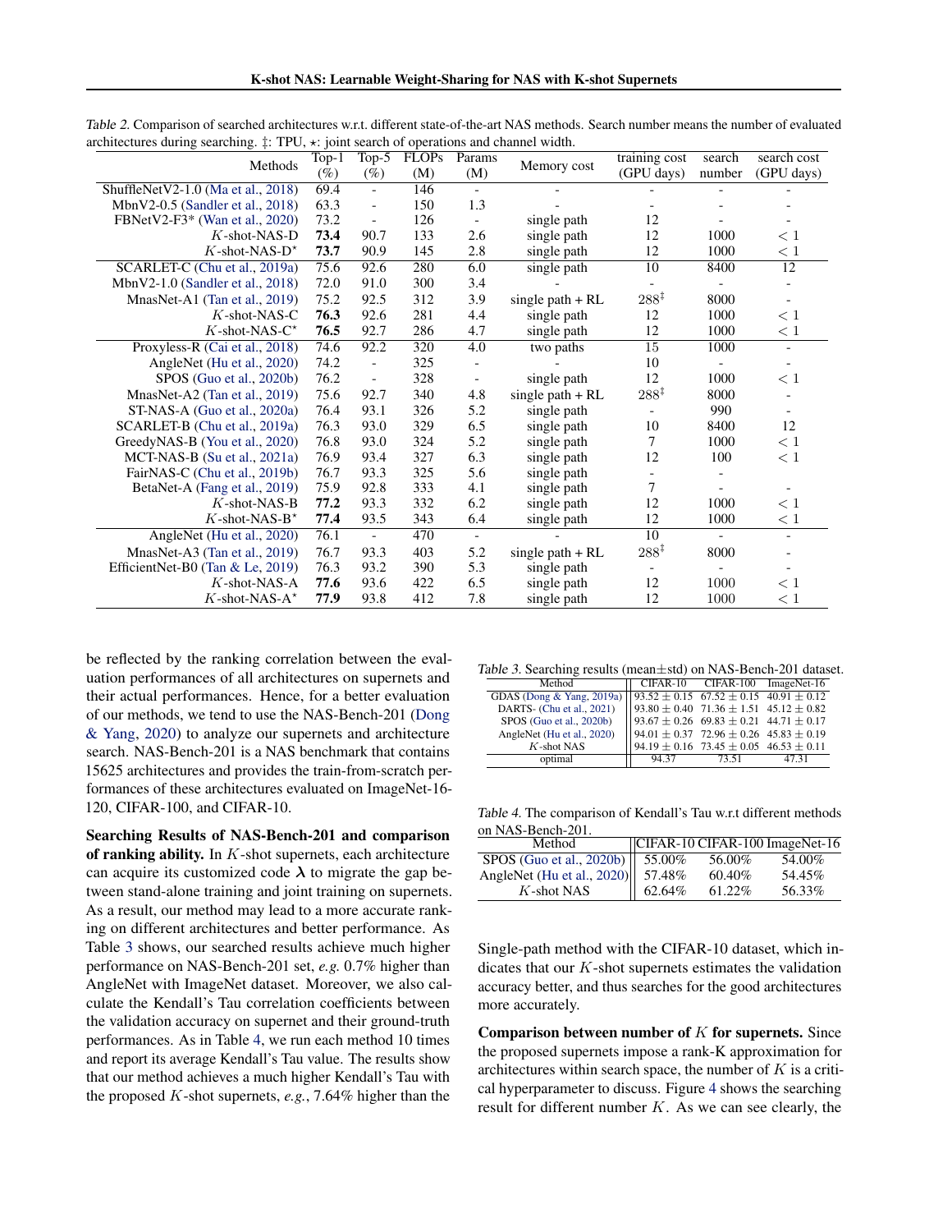Table 2. Comparison of searched architectures w.r.t. different state-of-the-art NAS methods. Search number means the number of evaluated architectures during searching. ‡: TPU, ⋆: joint search of operations and channel width.

| Methods | Top-1 (%) | Top-5 (%) | FLOPs (M) | Params (M) | Memory cost | training cost (GPU days) | search number | search cost (GPU days) |
|---|---|---|---|---|---|---|---|---|
| ShuffleNetV2-1.0 (Ma et al., 2018) | 69.4 | - | 146 | - | - | - | - | - |
| MbnV2-0.5 (Sandler et al., 2018) | 63.3 | - | 150 | 1.3 | - | - | - | - |
| FBNetV2-F3* (Wan et al., 2020) | 73.2 | - | 126 | - | single path | 12 | - | - |
| $K$-shot-NAS-D | **73.4** | 90.7 | 133 | 2.6 | single path | 12 | 1000 | $< 1$ |
| $K$-shot-NAS-D$^{\star}$ | **73.7** | 90.9 | 145 | 2.8 | single path | 12 | 1000 | $< 1$ |
| SCARLET-C (Chu et al., 2019a) | 75.6 | 92.6 | 280 | 6.0 | single path | 10 | 8400 | 12 |
| MbnV2-1.0 (Sandler et al., 2018) | 72.0 | 91.0 | 300 | 3.4 | - | - | - | - |
| MnasNet-A1 (Tan et al., 2019) | 75.2 | 92.5 | 312 | 3.9 | single path + RL | $288^{\ddagger}$ | 8000 | - |
| $K$-shot-NAS-C | **76.3** | 92.6 | 281 | 4.4 | single path | 12 | 1000 | $< 1$ |
| $K$-shot-NAS-C$^{\star}$ | **76.5** | 92.7 | 286 | 4.7 | single path | 12 | 1000 | $< 1$ |
| Proxyless-R (Cai et al., 2018) | 74.6 | 92.2 | 320 | 4.0 | two paths | 15 | 1000 | - |
| AngleNet (Hu et al., 2020) | 74.2 | - | 325 | - | - | 10 | - | - |
| SPOS (Guo et al., 2020b) | 76.2 | - | 328 | - | single path | 12 | 1000 | $< 1$ |
| MnasNet-A2 (Tan et al., 2019) | 75.6 | 92.7 | 340 | 4.8 | single path + RL | $288^{\ddagger}$ | 8000 | - |
| ST-NAS-A (Guo et al., 2020a) | 76.4 | 93.1 | 326 | 5.2 | single path | - | 990 | - |
| SCARLET-B (Chu et al., 2019a) | 76.3 | 93.0 | 329 | 6.5 | single path | 10 | 8400 | 12 |
| GreedyNAS-B (You et al., 2020) | 76.8 | 93.0 | 324 | 5.2 | single path | 7 | 1000 | $< 1$ |
| MCT-NAS-B (Su et al., 2021a) | 76.9 | 93.4 | 327 | 6.3 | single path | 12 | 100 | $< 1$ |
| FairNAS-C (Chu et al., 2019b) | 76.7 | 93.3 | 325 | 5.6 | single path | - | - | |
| BetaNet-A (Fang et al., 2019) | 75.9 | 92.8 | 333 | 4.1 | single path | 7 | - | - |
| $K$-shot-NAS-B | **77.2** | 93.3 | 332 | 6.2 | single path | 12 | 1000 | $< 1$ |
| $K$-shot-NAS-B$^{\star}$ | **77.4** | 93.5 | 343 | 6.4 | single path | 12 | 1000 | $< 1$ |
| AngleNet (Hu et al., 2020) | 76.1 | - | 470 | - | - | 10 | - | - |
| MnasNet-A3 (Tan et al., 2019) | 76.7 | 93.3 | 403 | 5.2 | single path + RL | $288^{\ddagger}$ | 8000 | - |
| EfficientNet-B0 (Tan & Le, 2019) | 76.3 | 93.2 | 390 | 5.3 | single path | - | - | - |
| $K$-shot-NAS-A | **77.6** | 93.6 | 422 | 6.5 | single path | 12 | 1000 | $< 1$ |
| $K$-shot-NAS-A$^{\star}$ | **77.9** | 93.8 | 412 | 7.8 | single path | 12 | 1000 | $< 1$ |

be reflected by the ranking correlation between the evaluation performances of all architectures on supernets and their actual performances. Hence, for a better evaluation of our methods, we tend to use the NAS-Bench-201 (Dong & Yang, 2020) to analyze our supernets and architecture search. NAS-Bench-201 is a NAS benchmark that contains 15625 architectures and provides the train-from-scratch performances of these architectures evaluated on ImageNet-16-120, CIFAR-100, and CIFAR-10.

Table 3. Searching results (mean±std) on NAS-Bench-201 dataset.

| Method | CIFAR-10 | CIFAR-100 | ImageNet-16 |
|---|---|---|---|
| GDAS (Dong & Yang, 2019a) | $93.52 \pm 0.15$ | $67.52 \pm 0.15$ | $40.91 \pm 0.12$ |
| DARTS- (Chu et al., 2021) | $93.80 \pm 0.40$ | $71.36 \pm 1.51$ | $45.12 \pm 0.82$ |
| SPOS (Guo et al., 2020b) | $93.67 \pm 0.26$ | $69.83 \pm 0.21$ | $44.71 \pm 0.17$ |
| AngleNet (Hu et al., 2020) | $94.01 \pm 0.37$ | $72.96 \pm 0.26$ | $45.83 \pm 0.19$ |
| $K$-shot NAS | $94.19 \pm 0.16$ | $73.45 \pm 0.05$ | $46.53 \pm 0.11$ |
| optimal | 94.37 | 73.51 | 47.31 |

Table 4. The comparison of Kendall's Tau w.r.t different methods on NAS-Bench-201.

| Method | CIFAR-10 | CIFAR-100 | ImageNet-16 |
|---|---|---|---|
| SPOS (Guo et al., 2020b) | 55.00% | 56.00% | 54.00% |
| AngleNet (Hu et al., 2020) | 57.48% | 60.40% | 54.45% |
| $K$-shot NAS | 62.64% | 61.22% | 56.33% |

**Searching Results of NAS-Bench-201 and comparison of ranking ability.** In $K$-shot supernets, each architecture can acquire its customized code $\boldsymbol{\lambda}$ to migrate the gap between stand-alone training and joint training on supernets. As a result, our method may lead to a more accurate ranking on different architectures and better performance. As Table 3 shows, our searched results achieve much higher performance on NAS-Bench-201 set, *e.g.* 0.7% higher than AngleNet with ImageNet dataset. Moreover, we also calculate the Kendall's Tau correlation coefficients between the validation accuracy on supernet and their ground-truth performances. As in Table 4, we run each method 10 times and report its average Kendall's Tau value. The results show that our method achieves a much higher Kendall's Tau with the proposed $K$-shot supernets, *e.g.*, 7.64% higher than the Single-path method with the CIFAR-10 dataset, which indicates that our $K$-shot supernets estimates the validation accuracy better, and thus searches for the good architectures more accurately.

**Comparison between number of $K$ for supernets.** Since the proposed supernets impose a rank-K approximation for architectures within search space, the number of $K$ is a critical hyperparameter to discuss. Figure 4 shows the searching result for different number $K$. As we can see clearly, the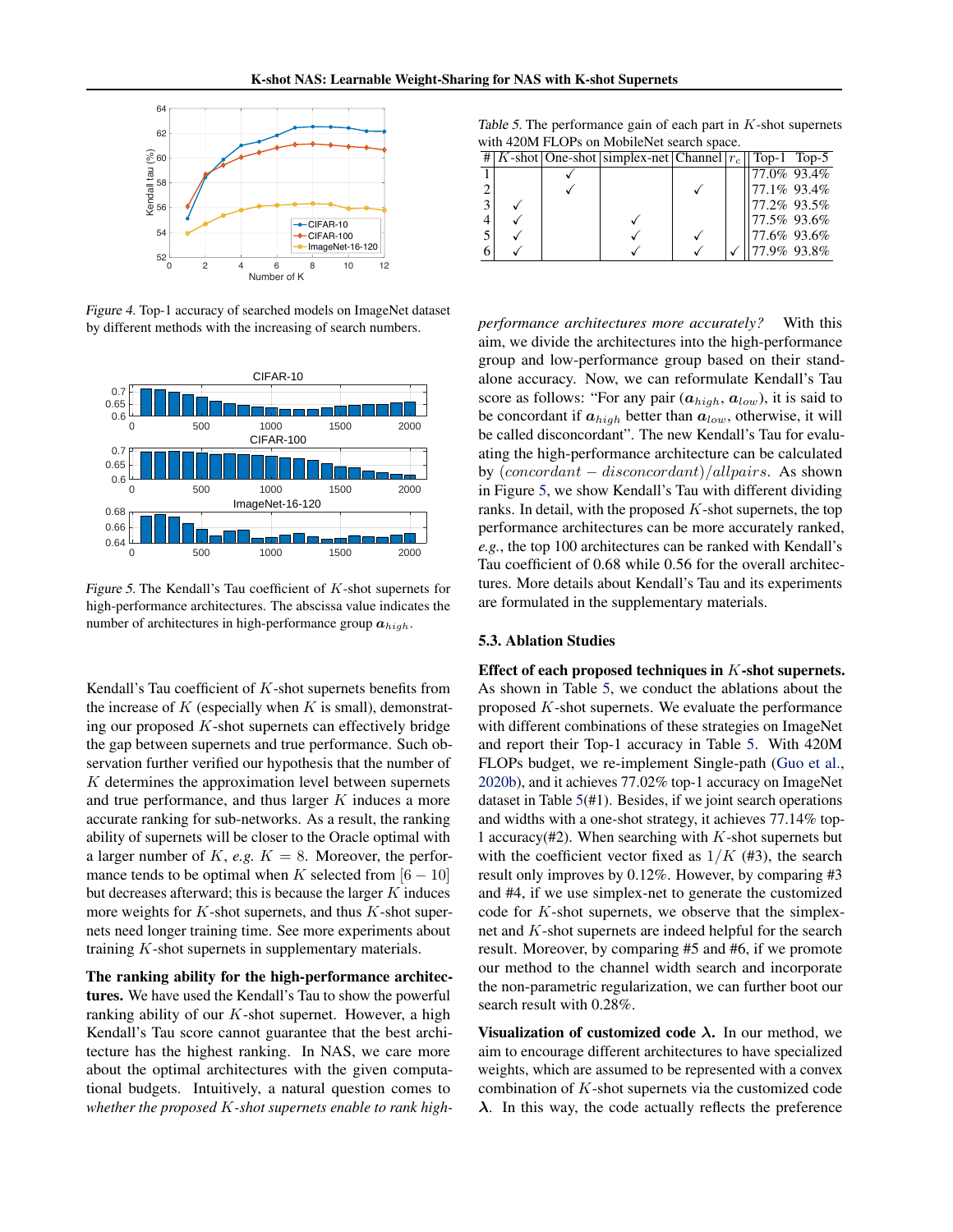*Figure 4.* Top-1 accuracy of searched models on ImageNet dataset by different methods with the increasing of search numbers.

*Figure 5.* The Kendall's Tau coefficient of $K$-shot supernets for high-performance architectures. The abscissa value indicates the number of architectures in high-performance group $\boldsymbol{a}_{high}$.

Kendall's Tau coefficient of $K$-shot supernets benefits from the increase of $K$ (especially when $K$ is small), demonstrating our proposed $K$-shot supernets can effectively bridge the gap between supernets and true performance. Such observation further verified our hypothesis that the number of $K$ determines the approximation level between supernets and true performance, and thus larger $K$ induces a more accurate ranking for sub-networks. As a result, the ranking ability of supernets will be closer to the Oracle optimal with a larger number of $K$, *e.g.* $K = 8$. Moreover, the performance tends to be optimal when $K$ selected from $[6 - 10]$ but decreases afterward; this is because the larger $K$ induces more weights for $K$-shot supernets, and thus $K$-shot supernets need longer training time. See more experiments about training $K$-shot supernets in supplementary materials.

**The ranking ability for the high-performance architectures.** We have used the Kendall's Tau to show the powerful ranking ability of our $K$-shot supernet. However, a high Kendall's Tau score cannot guarantee that the best architecture has the highest ranking. In NAS, we care more about the optimal architectures with the given computational budgets. Intuitively, a natural question comes to *whether the proposed $K$-shot supernets enable to rank high-performance architectures more accurately?* With this aim, we divide the architectures into the high-performance group and low-performance group based on their stand-alone accuracy. Now, we can reformulate Kendall's Tau score as follows: "For any pair $(\boldsymbol{a}_{high}, \boldsymbol{a}_{low})$, it is said to be concordant if $\boldsymbol{a}_{high}$ better than $\boldsymbol{a}_{low}$, otherwise, it will be called disconcordant". The new Kendall's Tau for evaluating the high-performance architecture can be calculated by $(concordant - disconcordant)/allpairs$. As shown in Figure 5, we show Kendall's Tau with different dividing ranks. In detail, with the proposed $K$-shot supernets, the top performance architectures can be more accurately ranked, *e.g.*, the top 100 architectures can be ranked with Kendall's Tau coefficient of 0.68 while 0.56 for the overall architectures. More details about Kendall's Tau and its experiments are formulated in the supplementary materials.

*Table 5.* The performance gain of each part in $K$-shot supernets with 420M FLOPs on MobileNet search space.

| # | $K$-shot | One-shot | simplex-net | Channel | $r_c$ | Top-1 | Top-5 |
|---|---|---|---|---|---|---|---|
| 1 | | ✓ | | | | 77.0% | 93.4% |
| 2 | | ✓ | | ✓ | | 77.1% | 93.4% |
| 3 | ✓ | | | | | 77.2% | 93.5% |
| 4 | ✓ | | ✓ | | | 77.5% | 93.6% |
| 5 | ✓ | | ✓ | ✓ | | 77.6% | 93.6% |
| 6 | ✓ | | ✓ | ✓ | ✓ | 77.9% | 93.8% |

### 5.3. Ablation Studies

**Effect of each proposed techniques in $K$-shot supernets.** As shown in Table 5, we conduct the ablations about the proposed $K$-shot supernets. We evaluate the performance with different combinations of these strategies on ImageNet and report their Top-1 accuracy in Table 5. With 420M FLOPs budget, we re-implement Single-path (Guo et al., 2020b), and it achieves 77.02% top-1 accuracy on ImageNet dataset in Table 5(#1). Besides, if we joint search operations and widths with a one-shot strategy, it achieves 77.14% top-1 accuracy(#2). When searching with $K$-shot supernets but with the coefficient vector fixed as $1/K$ (#3), the search result only improves by 0.12%. However, by comparing #3 and #4, if we use simplex-net to generate the customized code for $K$-shot supernets, we observe that the simplex-net and $K$-shot supernets are indeed helpful for the search result. Moreover, by comparing #5 and #6, if we promote our method to the channel width search and incorporate the non-parametric regularization, we can further boot our search result with 0.28%.

**Visualization of customized code $\boldsymbol{\lambda}$.** In our method, we aim to encourage different architectures to have specialized weights, which are assumed to be represented with a convex combination of $K$-shot supernets via the customized code $\boldsymbol{\lambda}$. In this way, the code actually reflects the preference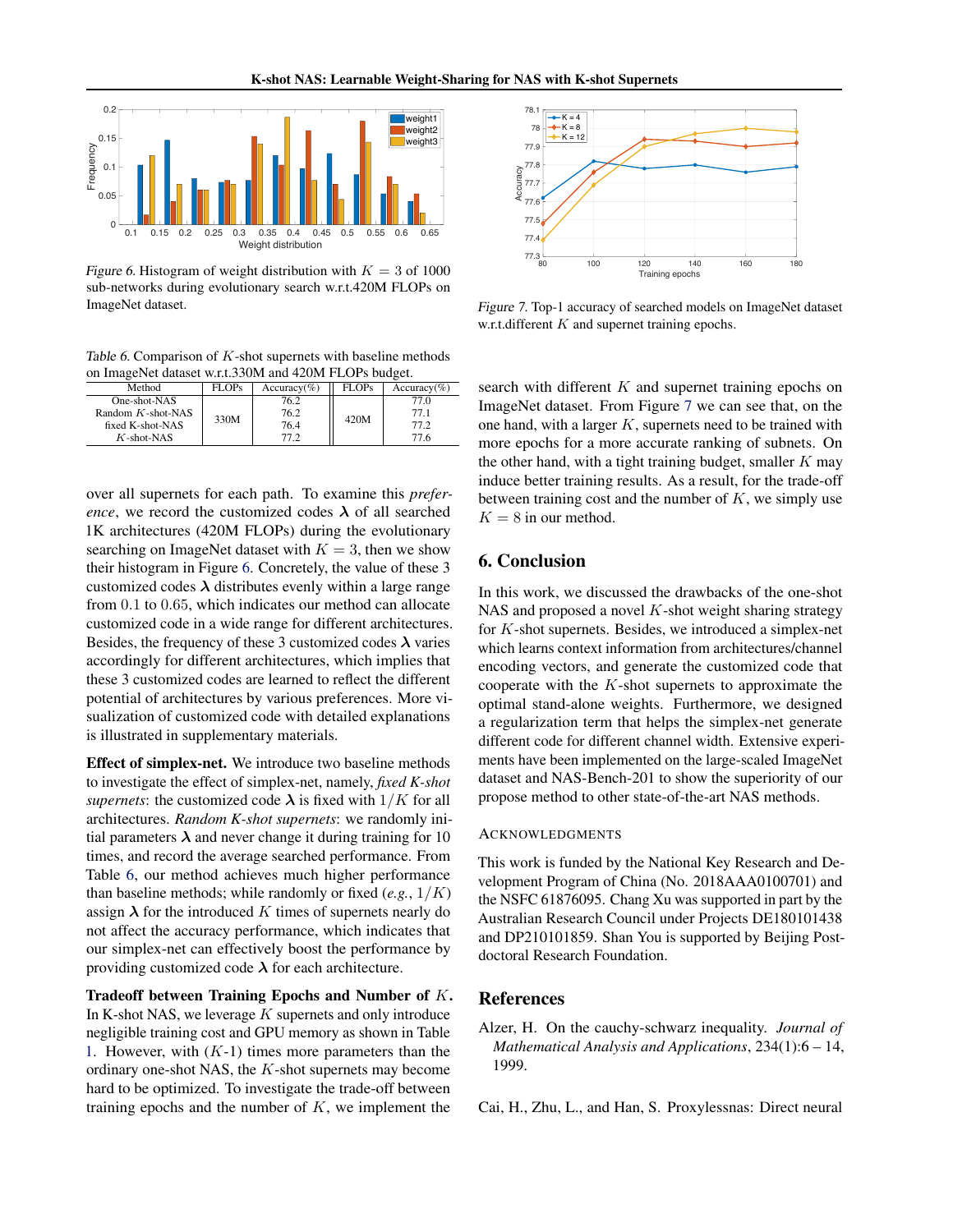Figure 6. Histogram of weight distribution with $K = 3$ of 1000 sub-networks during evolutionary search w.r.t.420M FLOPs on ImageNet dataset.

Table 6. Comparison of $K$-shot supernets with baseline methods on ImageNet dataset w.r.t.330M and 420M FLOPs budget.

| Method | FLOPs | Accuracy(%) | FLOPs | Accuracy(%) |
|---|---|---|---|---|
| One-shot-NAS | 330M | 76.2 | 420M | 77.0 |
| Random $K$-shot-NAS | | 76.2 | | 77.1 |
| fixed K-shot-NAS | | 76.4 | | 77.2 |
| $K$-shot-NAS | | 77.2 | | 77.6 |

over all supernets for each path. To examine this *preference*, we record the customized codes $\boldsymbol{\lambda}$ of all searched 1K architectures (420M FLOPs) during the evolutionary searching on ImageNet dataset with $K = 3$, then we show their histogram in Figure 6. Concretely, the value of these 3 customized codes $\boldsymbol{\lambda}$ distributes evenly within a large range from 0.1 to 0.65, which indicates our method can allocate customized code in a wide range for different architectures. Besides, the frequency of these 3 customized codes $\boldsymbol{\lambda}$ varies accordingly for different architectures, which implies that these 3 customized codes are learned to reflect the different potential of architectures by various preferences. More visualization of customized code with detailed explanations is illustrated in supplementary materials.

**Effect of simplex-net.** We introduce two baseline methods to investigate the effect of simplex-net, namely, *fixed K-shot supernets*: the customized code $\boldsymbol{\lambda}$ is fixed with $1/K$ for all architectures. *Random K-shot supernets*: we randomly initial parameters $\boldsymbol{\lambda}$ and never change it during training for 10 times, and record the average searched performance. From Table 6, our method achieves much higher performance than baseline methods; while randomly or fixed (*e.g.*, $1/K$) assign $\boldsymbol{\lambda}$ for the introduced $K$ times of supernets nearly do not affect the accuracy performance, which indicates that our simplex-net can effectively boost the performance by providing customized code $\boldsymbol{\lambda}$ for each architecture.

**Tradeoff between Training Epochs and Number of $K$.** In K-shot NAS, we leverage $K$ supernets and only introduce negligible training cost and GPU memory as shown in Table 1. However, with ($K$-1) times more parameters than the ordinary one-shot NAS, the $K$-shot supernets may become hard to be optimized. To investigate the trade-off between training epochs and the number of $K$, we implement the search with different $K$ and supernet training epochs on ImageNet dataset. From Figure 7 we can see that, on the one hand, with a larger $K$, supernets need to be trained with more epochs for a more accurate ranking of subnets. On the other hand, with a tight training budget, smaller $K$ may induce better training results. As a result, for the trade-off between training cost and the number of $K$, we simply use $K = 8$ in our method.

Figure 7. Top-1 accuracy of searched models on ImageNet dataset w.r.t.different $K$ and supernet training epochs.

## 6. Conclusion

In this work, we discussed the drawbacks of the one-shot NAS and proposed a novel $K$-shot weight sharing strategy for $K$-shot supernets. Besides, we introduced a simplex-net which learns context information from architectures/channel encoding vectors, and generate the customized code that cooperate with the $K$-shot supernets to approximate the optimal stand-alone weights. Furthermore, we designed a regularization term that helps the simplex-net generate different code for different channel width. Extensive experiments have been implemented on the large-scaled ImageNet dataset and NAS-Bench-201 to show the superiority of our propose method to other state-of-the-art NAS methods.

### Acknowledgments

This work is funded by the National Key Research and Development Program of China (No. 2018AAA0100701) and the NSFC 61876095. Chang Xu was supported in part by the Australian Research Council under Projects DE180101438 and DP210101859. Shan You is supported by Beijing Postdoctoral Research Foundation.

## References

Alzer, H. On the cauchy-schwarz inequality. *Journal of Mathematical Analysis and Applications*, 234(1):6 – 14, 1999.

Cai, H., Zhu, L., and Han, S. Proxylessnas: Direct neural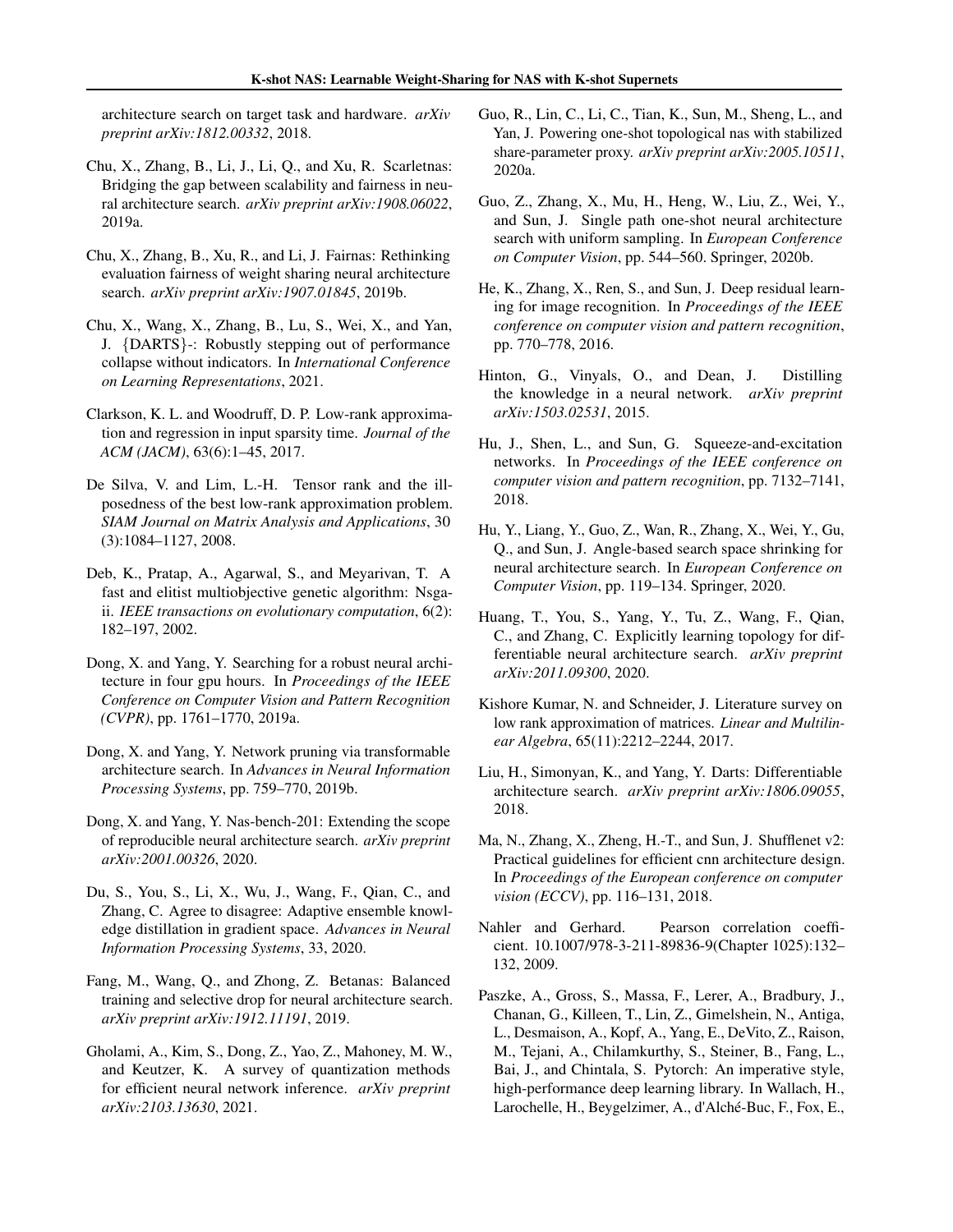architecture search on target task and hardware. *arXiv preprint arXiv:1812.00332*, 2018.

Chu, X., Zhang, B., Li, J., Li, Q., and Xu, R. Scarletnas: Bridging the gap between scalability and fairness in neural architecture search. *arXiv preprint arXiv:1908.06022*, 2019a.

Chu, X., Zhang, B., Xu, R., and Li, J. Fairnas: Rethinking evaluation fairness of weight sharing neural architecture search. *arXiv preprint arXiv:1907.01845*, 2019b.

Chu, X., Wang, X., Zhang, B., Lu, S., Wei, X., and Yan, J. {DARTS}-: Robustly stepping out of performance collapse without indicators. In *International Conference on Learning Representations*, 2021.

Clarkson, K. L. and Woodruff, D. P. Low-rank approximation and regression in input sparsity time. *Journal of the ACM (JACM)*, 63(6):1–45, 2017.

De Silva, V. and Lim, L.-H. Tensor rank and the ill-posedness of the best low-rank approximation problem. *SIAM Journal on Matrix Analysis and Applications*, 30 (3):1084–1127, 2008.

Deb, K., Pratap, A., Agarwal, S., and Meyarivan, T. A fast and elitist multiobjective genetic algorithm: Nsga-ii. *IEEE transactions on evolutionary computation*, 6(2): 182–197, 2002.

Dong, X. and Yang, Y. Searching for a robust neural architecture in four gpu hours. In *Proceedings of the IEEE Conference on Computer Vision and Pattern Recognition (CVPR)*, pp. 1761–1770, 2019a.

Dong, X. and Yang, Y. Network pruning via transformable architecture search. In *Advances in Neural Information Processing Systems*, pp. 759–770, 2019b.

Dong, X. and Yang, Y. Nas-bench-201: Extending the scope of reproducible neural architecture search. *arXiv preprint arXiv:2001.00326*, 2020.

Du, S., You, S., Li, X., Wu, J., Wang, F., Qian, C., and Zhang, C. Agree to disagree: Adaptive ensemble knowledge distillation in gradient space. *Advances in Neural Information Processing Systems*, 33, 2020.

Fang, M., Wang, Q., and Zhong, Z. Betanas: Balanced training and selective drop for neural architecture search. *arXiv preprint arXiv:1912.11191*, 2019.

Gholami, A., Kim, S., Dong, Z., Yao, Z., Mahoney, M. W., and Keutzer, K. A survey of quantization methods for efficient neural network inference. *arXiv preprint arXiv:2103.13630*, 2021.

Guo, R., Lin, C., Li, C., Tian, K., Sun, M., Sheng, L., and Yan, J. Powering one-shot topological nas with stabilized share-parameter proxy. *arXiv preprint arXiv:2005.10511*, 2020a.

Guo, Z., Zhang, X., Mu, H., Heng, W., Liu, Z., Wei, Y., and Sun, J. Single path one-shot neural architecture search with uniform sampling. In *European Conference on Computer Vision*, pp. 544–560. Springer, 2020b.

He, K., Zhang, X., Ren, S., and Sun, J. Deep residual learning for image recognition. In *Proceedings of the IEEE conference on computer vision and pattern recognition*, pp. 770–778, 2016.

Hinton, G., Vinyals, O., and Dean, J. Distilling the knowledge in a neural network. *arXiv preprint arXiv:1503.02531*, 2015.

Hu, J., Shen, L., and Sun, G. Squeeze-and-excitation networks. In *Proceedings of the IEEE conference on computer vision and pattern recognition*, pp. 7132–7141, 2018.

Hu, Y., Liang, Y., Guo, Z., Wan, R., Zhang, X., Wei, Y., Gu, Q., and Sun, J. Angle-based search space shrinking for neural architecture search. In *European Conference on Computer Vision*, pp. 119–134. Springer, 2020.

Huang, T., You, S., Yang, Y., Tu, Z., Wang, F., Qian, C., and Zhang, C. Explicitly learning topology for differentiable neural architecture search. *arXiv preprint arXiv:2011.09300*, 2020.

Kishore Kumar, N. and Schneider, J. Literature survey on low rank approximation of matrices. *Linear and Multilinear Algebra*, 65(11):2212–2244, 2017.

Liu, H., Simonyan, K., and Yang, Y. Darts: Differentiable architecture search. *arXiv preprint arXiv:1806.09055*, 2018.

Ma, N., Zhang, X., Zheng, H.-T., and Sun, J. Shufflenet v2: Practical guidelines for efficient cnn architecture design. In *Proceedings of the European conference on computer vision (ECCV)*, pp. 116–131, 2018.

Nahler and Gerhard. Pearson correlation coefficient. 10.1007/978-3-211-89836-9(Chapter 1025):132–132, 2009.

Paszke, A., Gross, S., Massa, F., Lerer, A., Bradbury, J., Chanan, G., Killeen, T., Lin, Z., Gimelshein, N., Antiga, L., Desmaison, A., Kopf, A., Yang, E., DeVito, Z., Raison, M., Tejani, A., Chilamkurthy, S., Steiner, B., Fang, L., Bai, J., and Chintala, S. Pytorch: An imperative style, high-performance deep learning library. In Wallach, H., Larochelle, H., Beygelzimer, A., d'Alché-Buc, F., Fox, E.,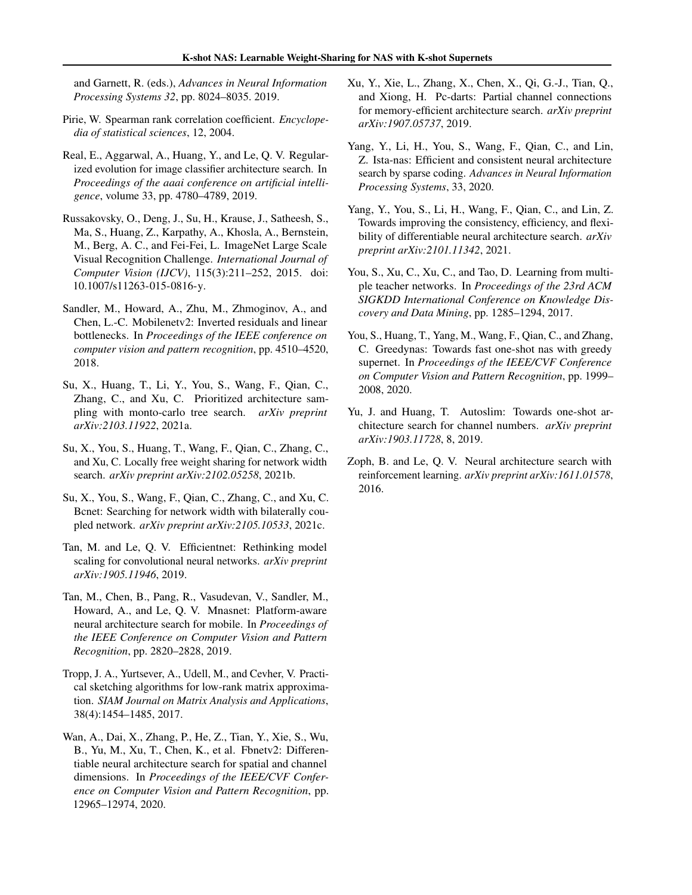and Garnett, R. (eds.), *Advances in Neural Information Processing Systems 32*, pp. 8024–8035. 2019.

Pirie, W. Spearman rank correlation coefficient. *Encyclopedia of statistical sciences*, 12, 2004.

Real, E., Aggarwal, A., Huang, Y., and Le, Q. V. Regularized evolution for image classifier architecture search. In *Proceedings of the aaai conference on artificial intelligence*, volume 33, pp. 4780–4789, 2019.

Russakovsky, O., Deng, J., Su, H., Krause, J., Satheesh, S., Ma, S., Huang, Z., Karpathy, A., Khosla, A., Bernstein, M., Berg, A. C., and Fei-Fei, L. ImageNet Large Scale Visual Recognition Challenge. *International Journal of Computer Vision (IJCV)*, 115(3):211–252, 2015. doi: 10.1007/s11263-015-0816-y.

Sandler, M., Howard, A., Zhu, M., Zhmoginov, A., and Chen, L.-C. Mobilenetv2: Inverted residuals and linear bottlenecks. In *Proceedings of the IEEE conference on computer vision and pattern recognition*, pp. 4510–4520, 2018.

Su, X., Huang, T., Li, Y., You, S., Wang, F., Qian, C., Zhang, C., and Xu, C. Prioritized architecture sampling with monto-carlo tree search. *arXiv preprint arXiv:2103.11922*, 2021a.

Su, X., You, S., Huang, T., Wang, F., Qian, C., Zhang, C., and Xu, C. Locally free weight sharing for network width search. *arXiv preprint arXiv:2102.05258*, 2021b.

Su, X., You, S., Wang, F., Qian, C., Zhang, C., and Xu, C. Bcnet: Searching for network width with bilaterally coupled network. *arXiv preprint arXiv:2105.10533*, 2021c.

Tan, M. and Le, Q. V. Efficientnet: Rethinking model scaling for convolutional neural networks. *arXiv preprint arXiv:1905.11946*, 2019.

Tan, M., Chen, B., Pang, R., Vasudevan, V., Sandler, M., Howard, A., and Le, Q. V. Mnasnet: Platform-aware neural architecture search for mobile. In *Proceedings of the IEEE Conference on Computer Vision and Pattern Recognition*, pp. 2820–2828, 2019.

Tropp, J. A., Yurtsever, A., Udell, M., and Cevher, V. Practical sketching algorithms for low-rank matrix approximation. *SIAM Journal on Matrix Analysis and Applications*, 38(4):1454–1485, 2017.

Wan, A., Dai, X., Zhang, P., He, Z., Tian, Y., Xie, S., Wu, B., Yu, M., Xu, T., Chen, K., et al. Fbnetv2: Differentiable neural architecture search for spatial and channel dimensions. In *Proceedings of the IEEE/CVF Conference on Computer Vision and Pattern Recognition*, pp. 12965–12974, 2020.

Xu, Y., Xie, L., Zhang, X., Chen, X., Qi, G.-J., Tian, Q., and Xiong, H. Pc-darts: Partial channel connections for memory-efficient architecture search. *arXiv preprint arXiv:1907.05737*, 2019.

Yang, Y., Li, H., You, S., Wang, F., Qian, C., and Lin, Z. Ista-nas: Efficient and consistent neural architecture search by sparse coding. *Advances in Neural Information Processing Systems*, 33, 2020.

Yang, Y., You, S., Li, H., Wang, F., Qian, C., and Lin, Z. Towards improving the consistency, efficiency, and flexibility of differentiable neural architecture search. *arXiv preprint arXiv:2101.11342*, 2021.

You, S., Xu, C., Xu, C., and Tao, D. Learning from multiple teacher networks. In *Proceedings of the 23rd ACM SIGKDD International Conference on Knowledge Discovery and Data Mining*, pp. 1285–1294, 2017.

You, S., Huang, T., Yang, M., Wang, F., Qian, C., and Zhang, C. Greedynas: Towards fast one-shot nas with greedy supernet. In *Proceedings of the IEEE/CVF Conference on Computer Vision and Pattern Recognition*, pp. 1999–2008, 2020.

Yu, J. and Huang, T. Autoslim: Towards one-shot architecture search for channel numbers. *arXiv preprint arXiv:1903.11728*, 8, 2019.

Zoph, B. and Le, Q. V. Neural architecture search with reinforcement learning. *arXiv preprint arXiv:1611.01578*, 2016.